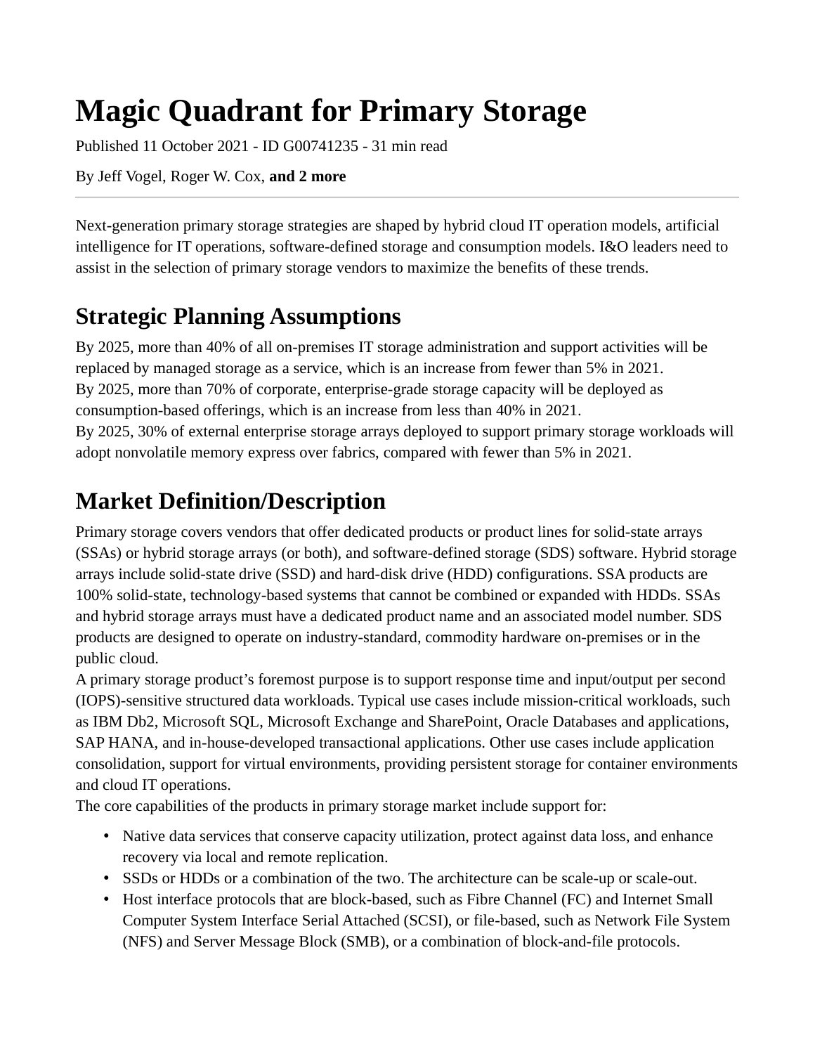# Magic Quadrant for Primary Storage

Published 11 October 2021 - ID G00741235 - 31 min read

By Jeff Vogel, Roger W. Cox, **and 2 more**

---

Next-generation primary storage strategies are shaped by hybrid cloud IT operation models, artificial intelligence for IT operations, software-defined storage and consumption models. I&O leaders need to assist in the selection of primary storage vendors to maximize the benefits of these trends.

## Strategic Planning Assumptions

By 2025, more than 40% of all on-premises IT storage administration and support activities will be replaced by managed storage as a service, which is an increase from fewer than 5% in 2021.
By 2025, more than 70% of corporate, enterprise-grade storage capacity will be deployed as consumption-based offerings, which is an increase from less than 40% in 2021.
By 2025, 30% of external enterprise storage arrays deployed to support primary storage workloads will adopt nonvolatile memory express over fabrics, compared with fewer than 5% in 2021.

## Market Definition/Description

Primary storage covers vendors that offer dedicated products or product lines for solid-state arrays (SSAs) or hybrid storage arrays (or both), and software-defined storage (SDS) software. Hybrid storage arrays include solid-state drive (SSD) and hard-disk drive (HDD) configurations. SSA products are 100% solid-state, technology-based systems that cannot be combined or expanded with HDDs. SSAs and hybrid storage arrays must have a dedicated product name and an associated model number. SDS products are designed to operate on industry-standard, commodity hardware on-premises or in the public cloud.
A primary storage product's foremost purpose is to support response time and input/output per second (IOPS)-sensitive structured data workloads. Typical use cases include mission-critical workloads, such as IBM Db2, Microsoft SQL, Microsoft Exchange and SharePoint, Oracle Databases and applications, SAP HANA, and in-house-developed transactional applications. Other use cases include application consolidation, support for virtual environments, providing persistent storage for container environments and cloud IT operations.
The core capabilities of the products in primary storage market include support for:

- Native data services that conserve capacity utilization, protect against data loss, and enhance recovery via local and remote replication.
- SSDs or HDDs or a combination of the two. The architecture can be scale-up or scale-out.
- Host interface protocols that are block-based, such as Fibre Channel (FC) and Internet Small Computer System Interface Serial Attached (SCSI), or file-based, such as Network File System (NFS) and Server Message Block (SMB), or a combination of block-and-file protocols.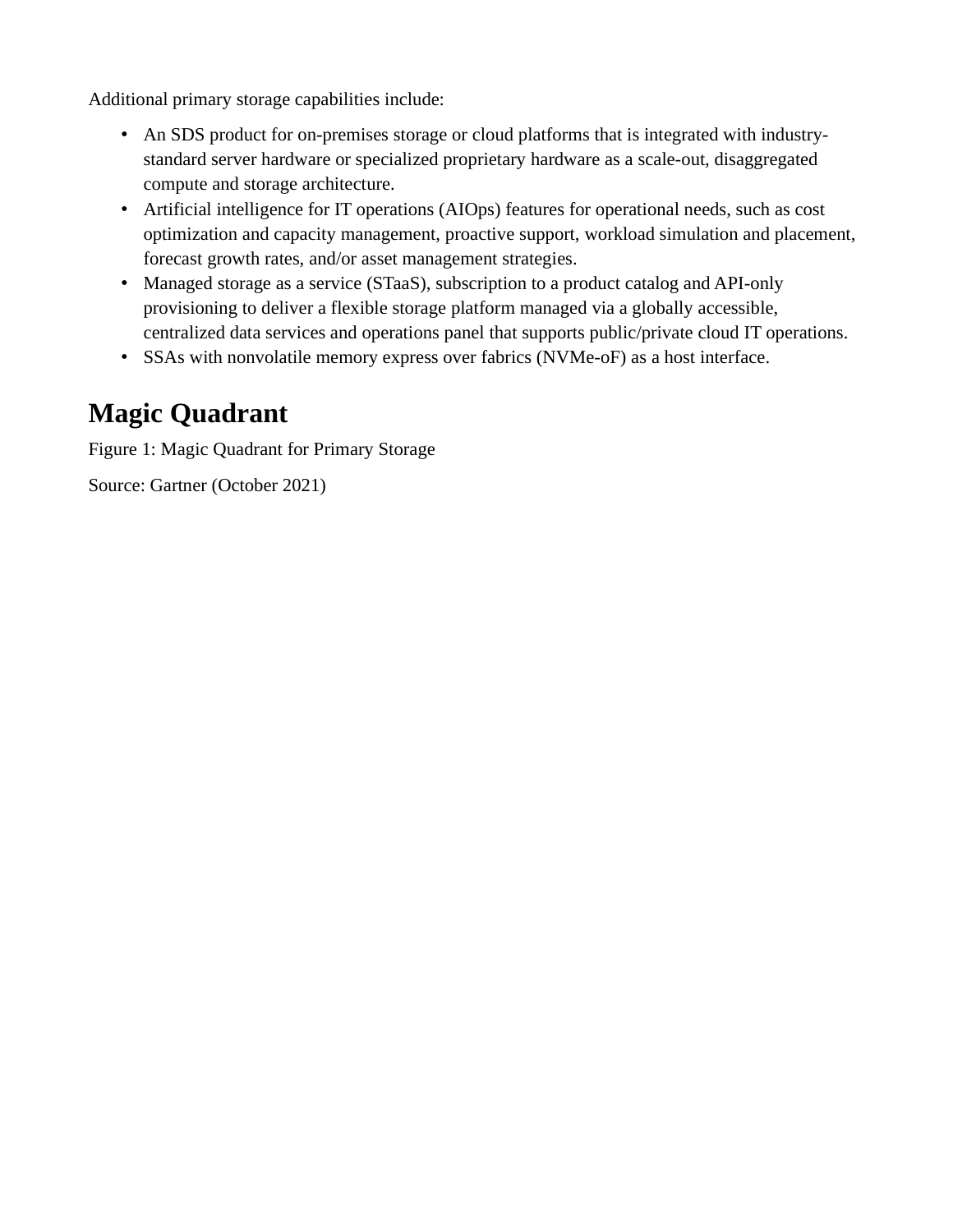Additional primary storage capabilities include:

- An SDS product for on-premises storage or cloud platforms that is integrated with industry-standard server hardware or specialized proprietary hardware as a scale-out, disaggregated compute and storage architecture.
- Artificial intelligence for IT operations (AIOps) features for operational needs, such as cost optimization and capacity management, proactive support, workload simulation and placement, forecast growth rates, and/or asset management strategies.
- Managed storage as a service (STaaS), subscription to a product catalog and API-only provisioning to deliver a flexible storage platform managed via a globally accessible, centralized data services and operations panel that supports public/private cloud IT operations.
- SSAs with nonvolatile memory express over fabrics (NVMe-oF) as a host interface.

## Magic Quadrant

Figure 1: Magic Quadrant for Primary Storage

Source: Gartner (October 2021)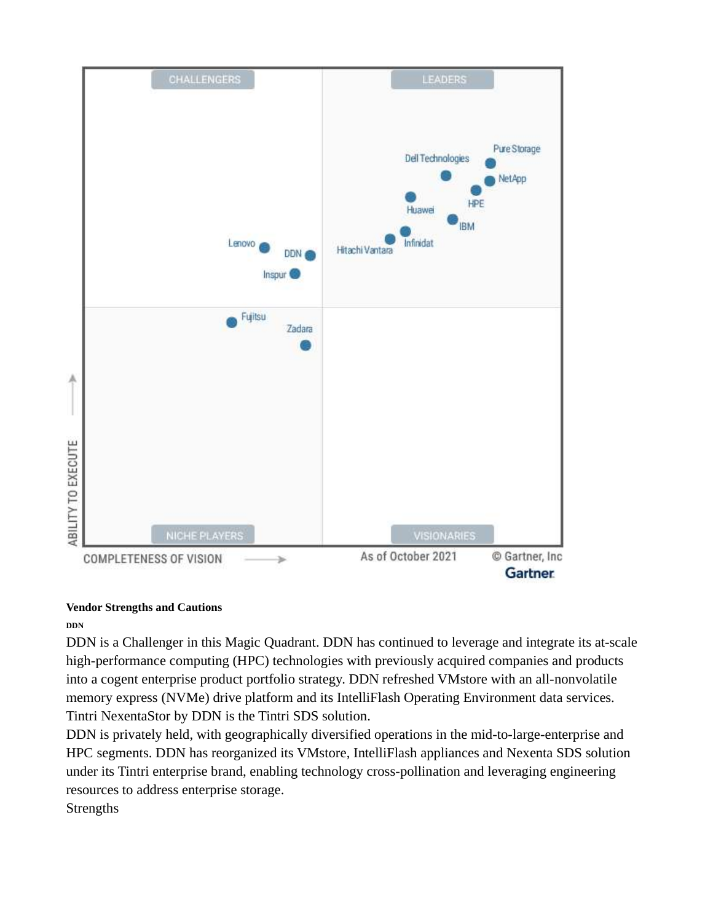### Vendor Strengths and Cautions

#### DDN

DDN is a Challenger in this Magic Quadrant. DDN has continued to leverage and integrate its at-scale high-performance computing (HPC) technologies with previously acquired companies and products into a cogent enterprise product portfolio strategy. DDN refreshed VMstore with an all-nonvolatile memory express (NVMe) drive platform and its IntelliFlash Operating Environment data services. Tintri NexentaStor by DDN is the Tintri SDS solution.

DDN is privately held, with geographically diversified operations in the mid-to-large-enterprise and HPC segments. DDN has reorganized its VMstore, IntelliFlash appliances and Nexenta SDS solution under its Tintri enterprise brand, enabling technology cross-pollination and leveraging engineering resources to address enterprise storage.

Strengths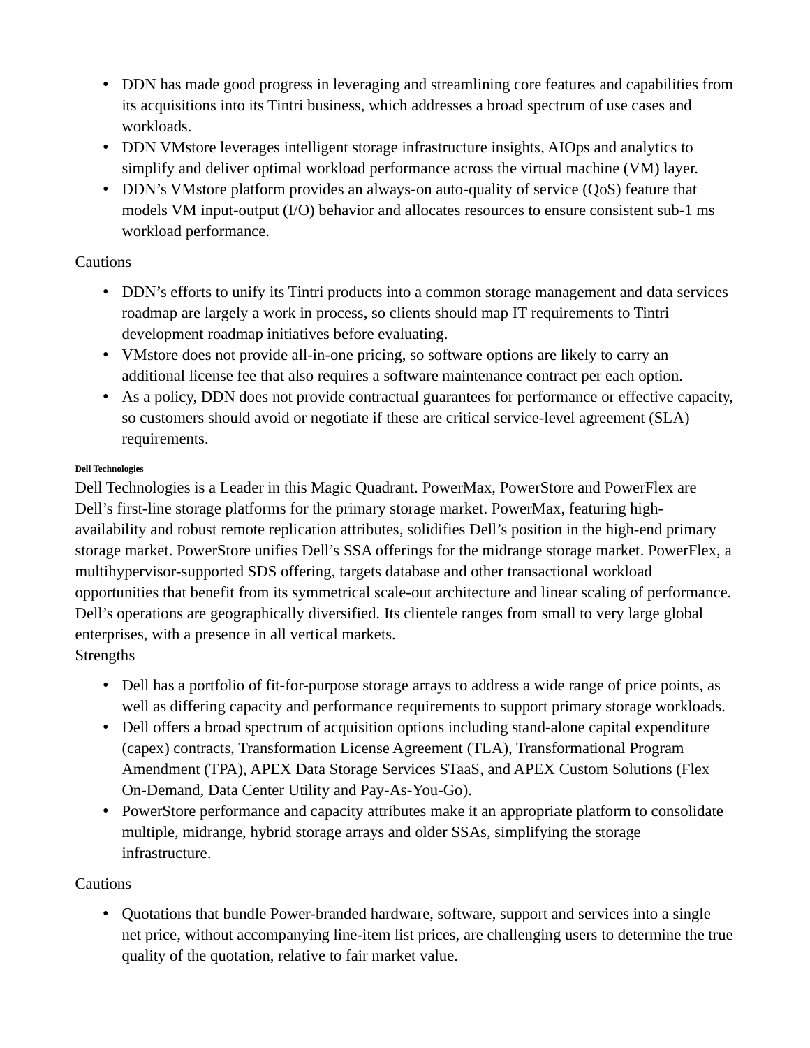- DDN has made good progress in leveraging and streamlining core features and capabilities from its acquisitions into its Tintri business, which addresses a broad spectrum of use cases and workloads.
- DDN VMstore leverages intelligent storage infrastructure insights, AIOps and analytics to simplify and deliver optimal workload performance across the virtual machine (VM) layer.
- DDN's VMstore platform provides an always-on auto-quality of service (QoS) feature that models VM input-output (I/O) behavior and allocates resources to ensure consistent sub-1 ms workload performance.

Cautions

- DDN's efforts to unify its Tintri products into a common storage management and data services roadmap are largely a work in process, so clients should map IT requirements to Tintri development roadmap initiatives before evaluating.
- VMstore does not provide all-in-one pricing, so software options are likely to carry an additional license fee that also requires a software maintenance contract per each option.
- As a policy, DDN does not provide contractual guarantees for performance or effective capacity, so customers should avoid or negotiate if these are critical service-level agreement (SLA) requirements.

###### Dell Technologies

Dell Technologies is a Leader in this Magic Quadrant. PowerMax, PowerStore and PowerFlex are Dell's first-line storage platforms for the primary storage market. PowerMax, featuring high-availability and robust remote replication attributes, solidifies Dell's position in the high-end primary storage market. PowerStore unifies Dell's SSA offerings for the midrange storage market. PowerFlex, a multihypervisor-supported SDS offering, targets database and other transactional workload opportunities that benefit from its symmetrical scale-out architecture and linear scaling of performance. Dell's operations are geographically diversified. Its clientele ranges from small to very large global enterprises, with a presence in all vertical markets.

Strengths

- Dell has a portfolio of fit-for-purpose storage arrays to address a wide range of price points, as well as differing capacity and performance requirements to support primary storage workloads.
- Dell offers a broad spectrum of acquisition options including stand-alone capital expenditure (capex) contracts, Transformation License Agreement (TLA), Transformational Program Amendment (TPA), APEX Data Storage Services STaaS, and APEX Custom Solutions (Flex On-Demand, Data Center Utility and Pay-As-You-Go).
- PowerStore performance and capacity attributes make it an appropriate platform to consolidate multiple, midrange, hybrid storage arrays and older SSAs, simplifying the storage infrastructure.

Cautions

- Quotations that bundle Power-branded hardware, software, support and services into a single net price, without accompanying line-item list prices, are challenging users to determine the true quality of the quotation, relative to fair market value.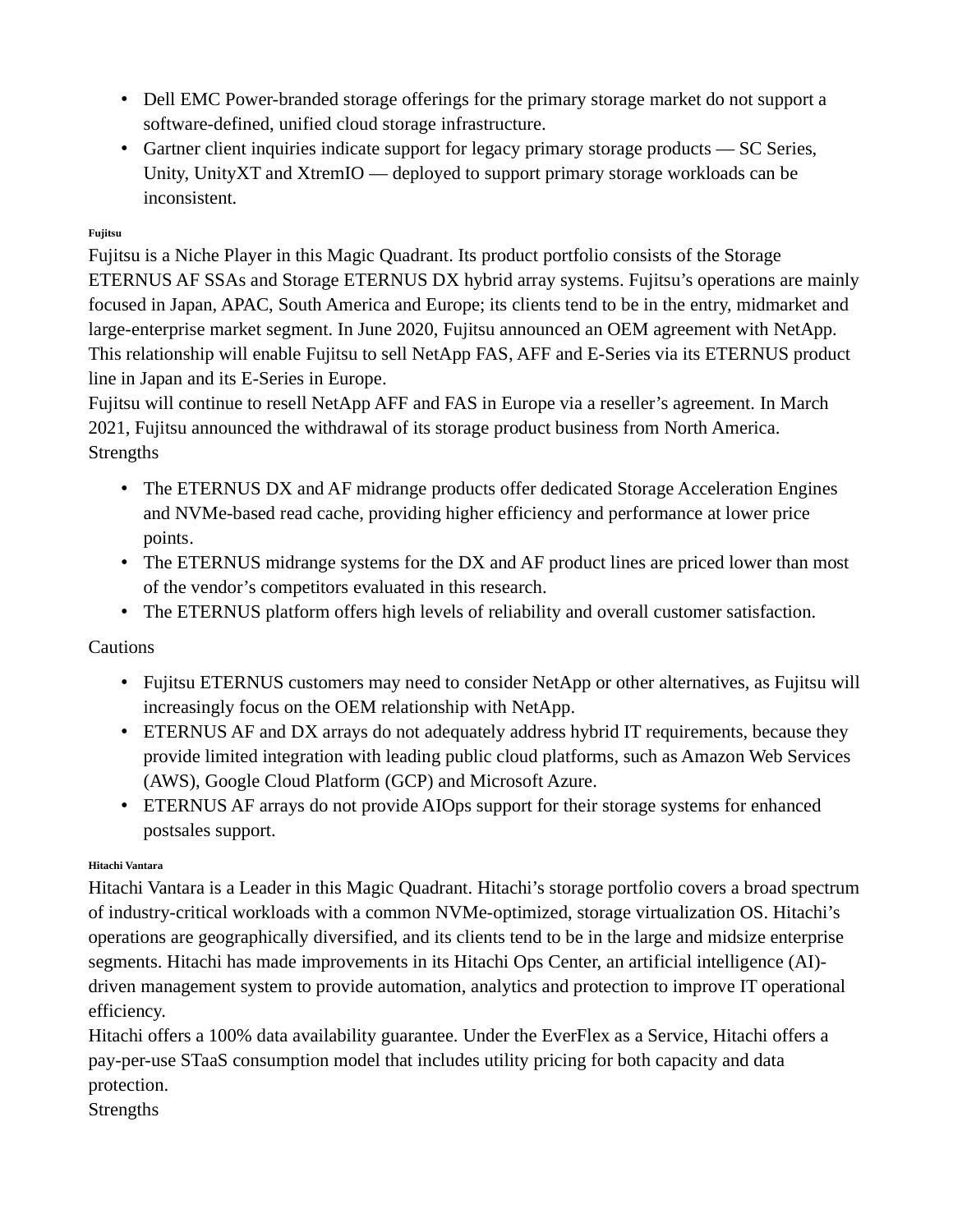- Dell EMC Power-branded storage offerings for the primary storage market do not support a software-defined, unified cloud storage infrastructure.
- Gartner client inquiries indicate support for legacy primary storage products — SC Series, Unity, UnityXT and XtremIO — deployed to support primary storage workloads can be inconsistent.

##### Fujitsu

Fujitsu is a Niche Player in this Magic Quadrant. Its product portfolio consists of the Storage ETERNUS AF SSAs and Storage ETERNUS DX hybrid array systems. Fujitsu's operations are mainly focused in Japan, APAC, South America and Europe; its clients tend to be in the entry, midmarket and large-enterprise market segment. In June 2020, Fujitsu announced an OEM agreement with NetApp. This relationship will enable Fujitsu to sell NetApp FAS, AFF and E-Series via its ETERNUS product line in Japan and its E-Series in Europe.

Fujitsu will continue to resell NetApp AFF and FAS in Europe via a reseller's agreement. In March 2021, Fujitsu announced the withdrawal of its storage product business from North America.

Strengths

- The ETERNUS DX and AF midrange products offer dedicated Storage Acceleration Engines and NVMe-based read cache, providing higher efficiency and performance at lower price points.
- The ETERNUS midrange systems for the DX and AF product lines are priced lower than most of the vendor's competitors evaluated in this research.
- The ETERNUS platform offers high levels of reliability and overall customer satisfaction.

Cautions

- Fujitsu ETERNUS customers may need to consider NetApp or other alternatives, as Fujitsu will increasingly focus on the OEM relationship with NetApp.
- ETERNUS AF and DX arrays do not adequately address hybrid IT requirements, because they provide limited integration with leading public cloud platforms, such as Amazon Web Services (AWS), Google Cloud Platform (GCP) and Microsoft Azure.
- ETERNUS AF arrays do not provide AIOps support for their storage systems for enhanced postsales support.

##### Hitachi Vantara

Hitachi Vantara is a Leader in this Magic Quadrant. Hitachi's storage portfolio covers a broad spectrum of industry-critical workloads with a common NVMe-optimized, storage virtualization OS. Hitachi's operations are geographically diversified, and its clients tend to be in the large and midsize enterprise segments. Hitachi has made improvements in its Hitachi Ops Center, an artificial intelligence (AI)-driven management system to provide automation, analytics and protection to improve IT operational efficiency.

Hitachi offers a 100% data availability guarantee. Under the EverFlex as a Service, Hitachi offers a pay-per-use STaaS consumption model that includes utility pricing for both capacity and data protection.

Strengths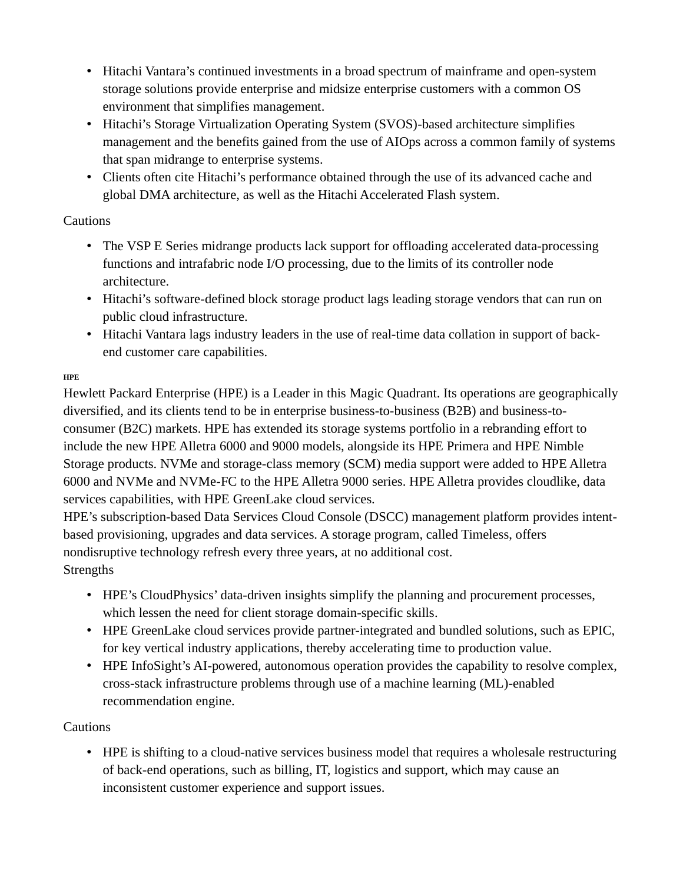- Hitachi Vantara's continued investments in a broad spectrum of mainframe and open-system storage solutions provide enterprise and midsize enterprise customers with a common OS environment that simplifies management.
- Hitachi's Storage Virtualization Operating System (SVOS)-based architecture simplifies management and the benefits gained from the use of AIOps across a common family of systems that span midrange to enterprise systems.
- Clients often cite Hitachi's performance obtained through the use of its advanced cache and global DMA architecture, as well as the Hitachi Accelerated Flash system.

Cautions

- The VSP E Series midrange products lack support for offloading accelerated data-processing functions and intrafabric node I/O processing, due to the limits of its controller node architecture.
- Hitachi's software-defined block storage product lags leading storage vendors that can run on public cloud infrastructure.
- Hitachi Vantara lags industry leaders in the use of real-time data collation in support of back-end customer care capabilities.

###### HPE

Hewlett Packard Enterprise (HPE) is a Leader in this Magic Quadrant. Its operations are geographically diversified, and its clients tend to be in enterprise business-to-business (B2B) and business-to-consumer (B2C) markets. HPE has extended its storage systems portfolio in a rebranding effort to include the new HPE Alletra 6000 and 9000 models, alongside its HPE Primera and HPE Nimble Storage products. NVMe and storage-class memory (SCM) media support were added to HPE Alletra 6000 and NVMe and NVMe-FC to the HPE Alletra 9000 series. HPE Alletra provides cloudlike, data services capabilities, with HPE GreenLake cloud services.
HPE's subscription-based Data Services Cloud Console (DSCC) management platform provides intent-based provisioning, upgrades and data services. A storage program, called Timeless, offers nondisruptive technology refresh every three years, at no additional cost.
Strengths

- HPE's CloudPhysics' data-driven insights simplify the planning and procurement processes, which lessen the need for client storage domain-specific skills.
- HPE GreenLake cloud services provide partner-integrated and bundled solutions, such as EPIC, for key vertical industry applications, thereby accelerating time to production value.
- HPE InfoSight's AI-powered, autonomous operation provides the capability to resolve complex, cross-stack infrastructure problems through use of a machine learning (ML)-enabled recommendation engine.

Cautions

- HPE is shifting to a cloud-native services business model that requires a wholesale restructuring of back-end operations, such as billing, IT, logistics and support, which may cause an inconsistent customer experience and support issues.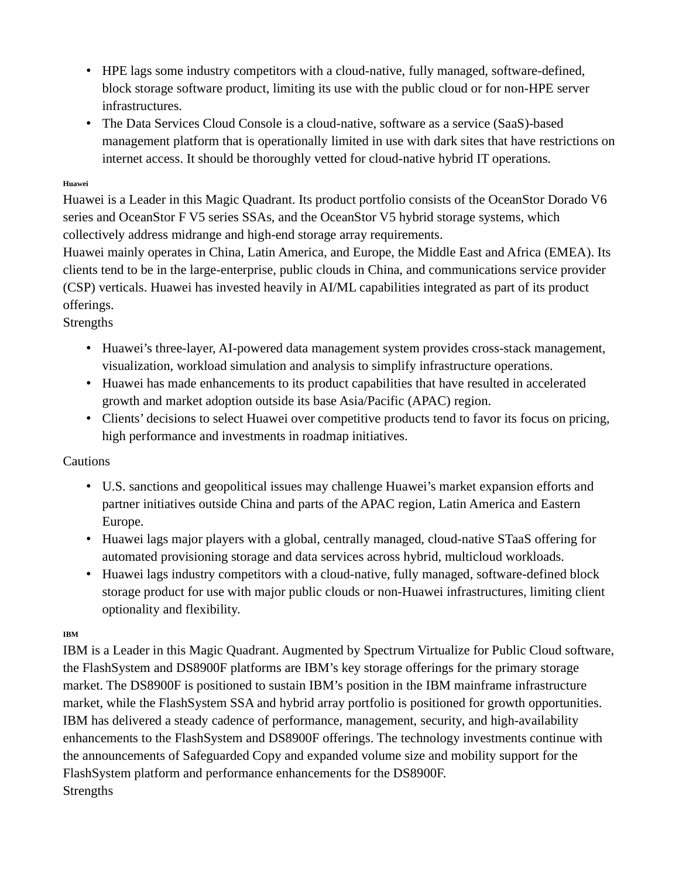- HPE lags some industry competitors with a cloud-native, fully managed, software-defined, block storage software product, limiting its use with the public cloud or for non-HPE server infrastructures.
- The Data Services Cloud Console is a cloud-native, software as a service (SaaS)-based management platform that is operationally limited in use with dark sites that have restrictions on internet access. It should be thoroughly vetted for cloud-native hybrid IT operations.

##### Huawei

Huawei is a Leader in this Magic Quadrant. Its product portfolio consists of the OceanStor Dorado V6 series and OceanStor F V5 series SSAs, and the OceanStor V5 hybrid storage systems, which collectively address midrange and high-end storage array requirements.

Huawei mainly operates in China, Latin America, and Europe, the Middle East and Africa (EMEA). Its clients tend to be in the large-enterprise, public clouds in China, and communications service provider (CSP) verticals. Huawei has invested heavily in AI/ML capabilities integrated as part of its product offerings.

Strengths

- Huawei's three-layer, AI-powered data management system provides cross-stack management, visualization, workload simulation and analysis to simplify infrastructure operations.
- Huawei has made enhancements to its product capabilities that have resulted in accelerated growth and market adoption outside its base Asia/Pacific (APAC) region.
- Clients' decisions to select Huawei over competitive products tend to favor its focus on pricing, high performance and investments in roadmap initiatives.

Cautions

- U.S. sanctions and geopolitical issues may challenge Huawei's market expansion efforts and partner initiatives outside China and parts of the APAC region, Latin America and Eastern Europe.
- Huawei lags major players with a global, centrally managed, cloud-native STaaS offering for automated provisioning storage and data services across hybrid, multicloud workloads.
- Huawei lags industry competitors with a cloud-native, fully managed, software-defined block storage product for use with major public clouds or non-Huawei infrastructures, limiting client optionality and flexibility.

##### IBM

IBM is a Leader in this Magic Quadrant. Augmented by Spectrum Virtualize for Public Cloud software, the FlashSystem and DS8900F platforms are IBM's key storage offerings for the primary storage market. The DS8900F is positioned to sustain IBM's position in the IBM mainframe infrastructure market, while the FlashSystem SSA and hybrid array portfolio is positioned for growth opportunities. IBM has delivered a steady cadence of performance, management, security, and high-availability enhancements to the FlashSystem and DS8900F offerings. The technology investments continue with the announcements of Safeguarded Copy and expanded volume size and mobility support for the FlashSystem platform and performance enhancements for the DS8900F.

Strengths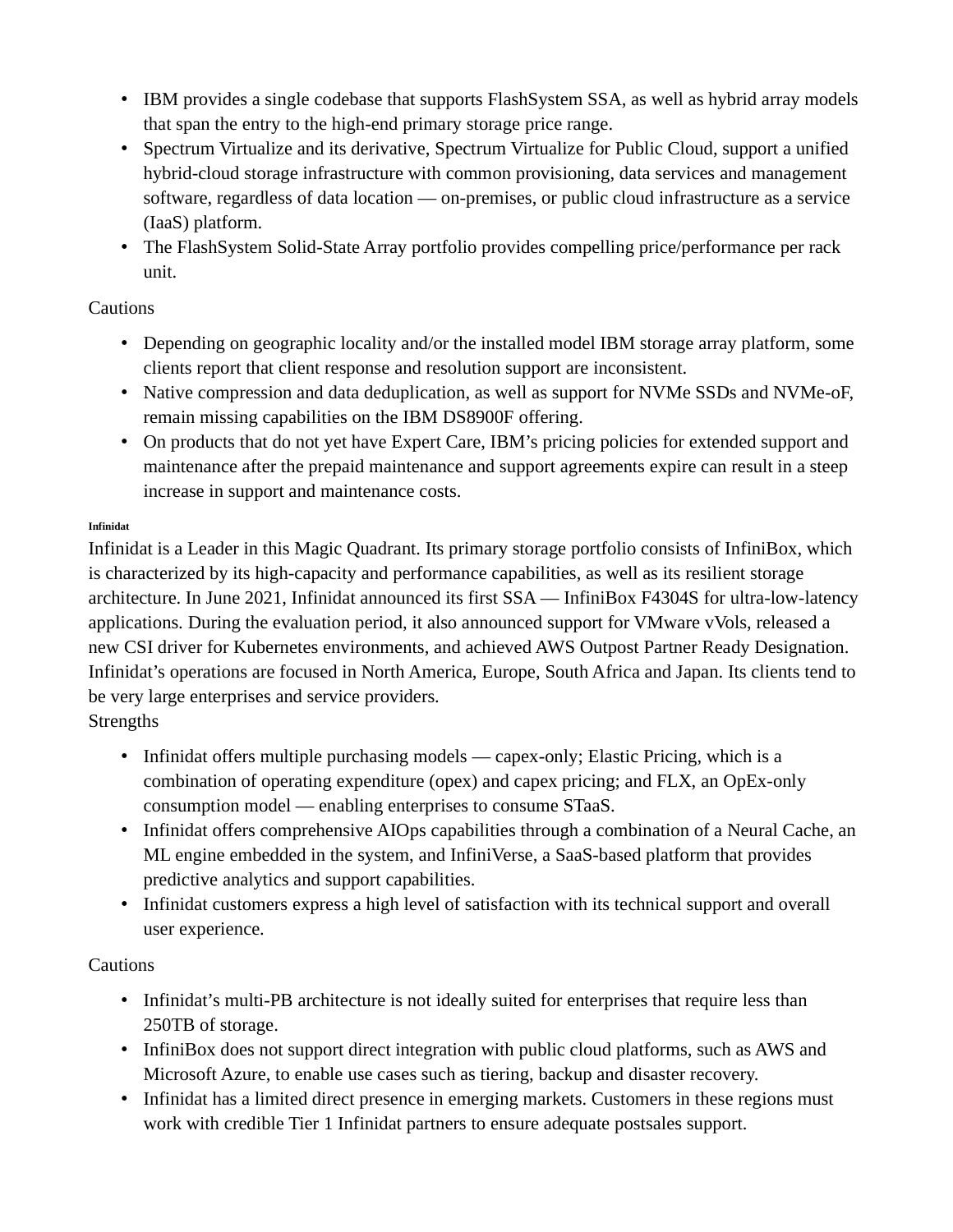- IBM provides a single codebase that supports FlashSystem SSA, as well as hybrid array models that span the entry to the high-end primary storage price range.
- Spectrum Virtualize and its derivative, Spectrum Virtualize for Public Cloud, support a unified hybrid-cloud storage infrastructure with common provisioning, data services and management software, regardless of data location — on-premises, or public cloud infrastructure as a service (IaaS) platform.
- The FlashSystem Solid-State Array portfolio provides compelling price/performance per rack unit.

Cautions

- Depending on geographic locality and/or the installed model IBM storage array platform, some clients report that client response and resolution support are inconsistent.
- Native compression and data deduplication, as well as support for NVMe SSDs and NVMe-oF, remain missing capabilities on the IBM DS8900F offering.
- On products that do not yet have Expert Care, IBM's pricing policies for extended support and maintenance after the prepaid maintenance and support agreements expire can result in a steep increase in support and maintenance costs.

###### Infinidat

Infinidat is a Leader in this Magic Quadrant. Its primary storage portfolio consists of InfiniBox, which is characterized by its high-capacity and performance capabilities, as well as its resilient storage architecture. In June 2021, Infinidat announced its first SSA — InfiniBox F4304S for ultra-low-latency applications. During the evaluation period, it also announced support for VMware vVols, released a new CSI driver for Kubernetes environments, and achieved AWS Outpost Partner Ready Designation. Infinidat's operations are focused in North America, Europe, South Africa and Japan. Its clients tend to be very large enterprises and service providers.

Strengths

- Infinidat offers multiple purchasing models — capex-only; Elastic Pricing, which is a combination of operating expenditure (opex) and capex pricing; and FLX, an OpEx-only consumption model — enabling enterprises to consume STaaS.
- Infinidat offers comprehensive AIOps capabilities through a combination of a Neural Cache, an ML engine embedded in the system, and InfiniVerse, a SaaS-based platform that provides predictive analytics and support capabilities.
- Infinidat customers express a high level of satisfaction with its technical support and overall user experience.

Cautions

- Infinidat's multi-PB architecture is not ideally suited for enterprises that require less than 250TB of storage.
- InfiniBox does not support direct integration with public cloud platforms, such as AWS and Microsoft Azure, to enable use cases such as tiering, backup and disaster recovery.
- Infinidat has a limited direct presence in emerging markets. Customers in these regions must work with credible Tier 1 Infinidat partners to ensure adequate postsales support.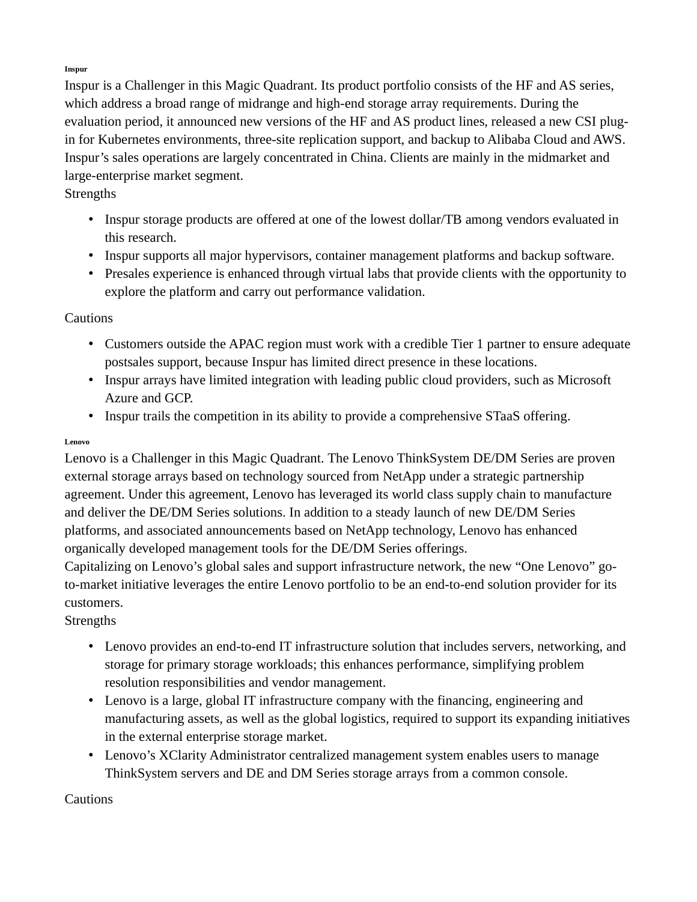#### Inspur

Inspur is a Challenger in this Magic Quadrant. Its product portfolio consists of the HF and AS series, which address a broad range of midrange and high-end storage array requirements. During the evaluation period, it announced new versions of the HF and AS product lines, released a new CSI plug-in for Kubernetes environments, three-site replication support, and backup to Alibaba Cloud and AWS. Inspur's sales operations are largely concentrated in China. Clients are mainly in the midmarket and large-enterprise market segment.

Strengths

- Inspur storage products are offered at one of the lowest dollar/TB among vendors evaluated in this research.
- Inspur supports all major hypervisors, container management platforms and backup software.
- Presales experience is enhanced through virtual labs that provide clients with the opportunity to explore the platform and carry out performance validation.

Cautions

- Customers outside the APAC region must work with a credible Tier 1 partner to ensure adequate postsales support, because Inspur has limited direct presence in these locations.
- Inspur arrays have limited integration with leading public cloud providers, such as Microsoft Azure and GCP.
- Inspur trails the competition in its ability to provide a comprehensive STaaS offering.

#### Lenovo

Lenovo is a Challenger in this Magic Quadrant. The Lenovo ThinkSystem DE/DM Series are proven external storage arrays based on technology sourced from NetApp under a strategic partnership agreement. Under this agreement, Lenovo has leveraged its world class supply chain to manufacture and deliver the DE/DM Series solutions. In addition to a steady launch of new DE/DM Series platforms, and associated announcements based on NetApp technology, Lenovo has enhanced organically developed management tools for the DE/DM Series offerings.

Capitalizing on Lenovo's global sales and support infrastructure network, the new "One Lenovo" go-to-market initiative leverages the entire Lenovo portfolio to be an end-to-end solution provider for its customers.

Strengths

- Lenovo provides an end-to-end IT infrastructure solution that includes servers, networking, and storage for primary storage workloads; this enhances performance, simplifying problem resolution responsibilities and vendor management.
- Lenovo is a large, global IT infrastructure company with the financing, engineering and manufacturing assets, as well as the global logistics, required to support its expanding initiatives in the external enterprise storage market.
- Lenovo's XClarity Administrator centralized management system enables users to manage ThinkSystem servers and DE and DM Series storage arrays from a common console.

Cautions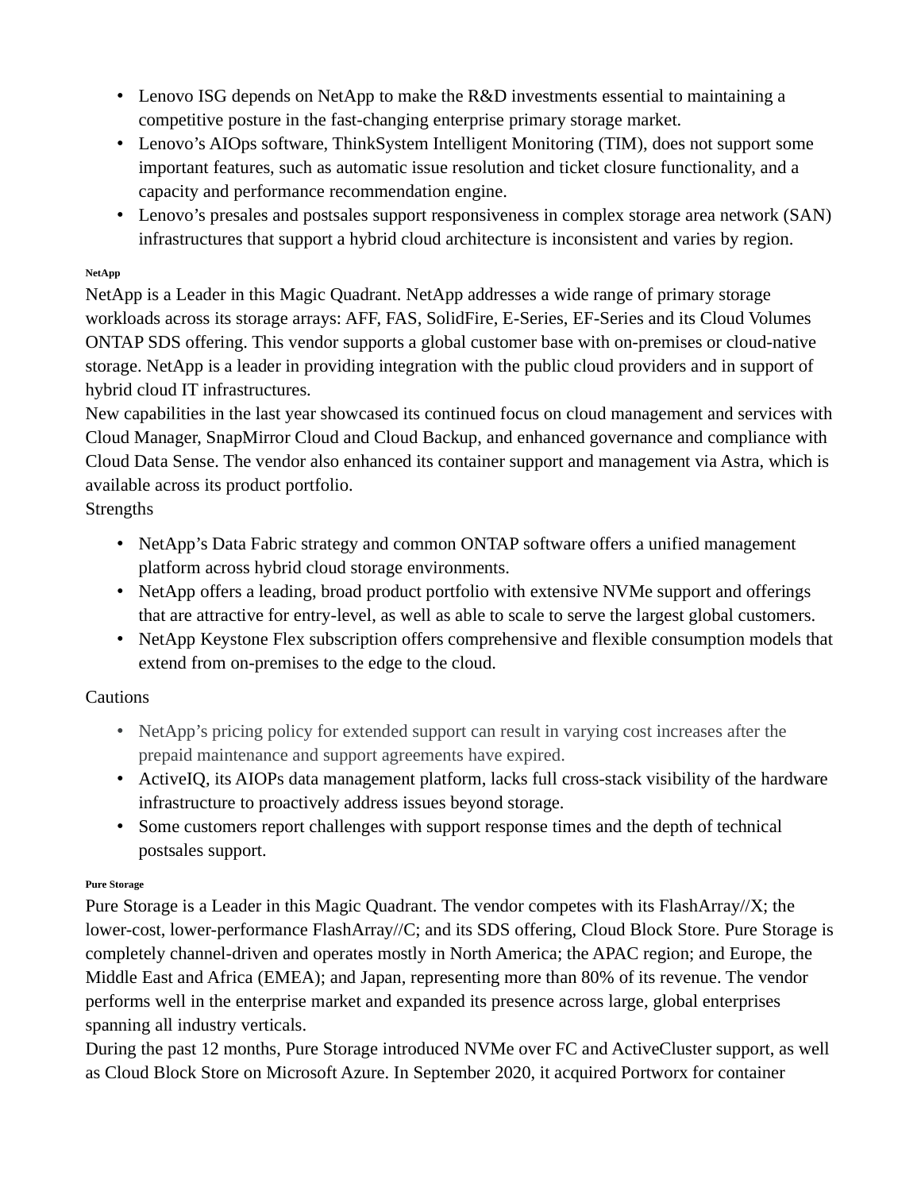- Lenovo ISG depends on NetApp to make the R&D investments essential to maintaining a competitive posture in the fast-changing enterprise primary storage market.
- Lenovo's AIOps software, ThinkSystem Intelligent Monitoring (TIM), does not support some important features, such as automatic issue resolution and ticket closure functionality, and a capacity and performance recommendation engine.
- Lenovo's presales and postsales support responsiveness in complex storage area network (SAN) infrastructures that support a hybrid cloud architecture is inconsistent and varies by region.

#### NetApp

NetApp is a Leader in this Magic Quadrant. NetApp addresses a wide range of primary storage workloads across its storage arrays: AFF, FAS, SolidFire, E-Series, EF-Series and its Cloud Volumes ONTAP SDS offering. This vendor supports a global customer base with on-premises or cloud-native storage. NetApp is a leader in providing integration with the public cloud providers and in support of hybrid cloud IT infrastructures.

New capabilities in the last year showcased its continued focus on cloud management and services with Cloud Manager, SnapMirror Cloud and Cloud Backup, and enhanced governance and compliance with Cloud Data Sense. The vendor also enhanced its container support and management via Astra, which is available across its product portfolio.

Strengths

- NetApp's Data Fabric strategy and common ONTAP software offers a unified management platform across hybrid cloud storage environments.
- NetApp offers a leading, broad product portfolio with extensive NVMe support and offerings that are attractive for entry-level, as well as able to scale to serve the largest global customers.
- NetApp Keystone Flex subscription offers comprehensive and flexible consumption models that extend from on-premises to the edge to the cloud.

Cautions

- NetApp's pricing policy for extended support can result in varying cost increases after the prepaid maintenance and support agreements have expired.
- ActiveIQ, its AIOPs data management platform, lacks full cross-stack visibility of the hardware infrastructure to proactively address issues beyond storage.
- Some customers report challenges with support response times and the depth of technical postsales support.

#### Pure Storage

Pure Storage is a Leader in this Magic Quadrant. The vendor competes with its FlashArray//X; the lower-cost, lower-performance FlashArray//C; and its SDS offering, Cloud Block Store. Pure Storage is completely channel-driven and operates mostly in North America; the APAC region; and Europe, the Middle East and Africa (EMEA); and Japan, representing more than 80% of its revenue. The vendor performs well in the enterprise market and expanded its presence across large, global enterprises spanning all industry verticals.

During the past 12 months, Pure Storage introduced NVMe over FC and ActiveCluster support, as well as Cloud Block Store on Microsoft Azure. In September 2020, it acquired Portworx for container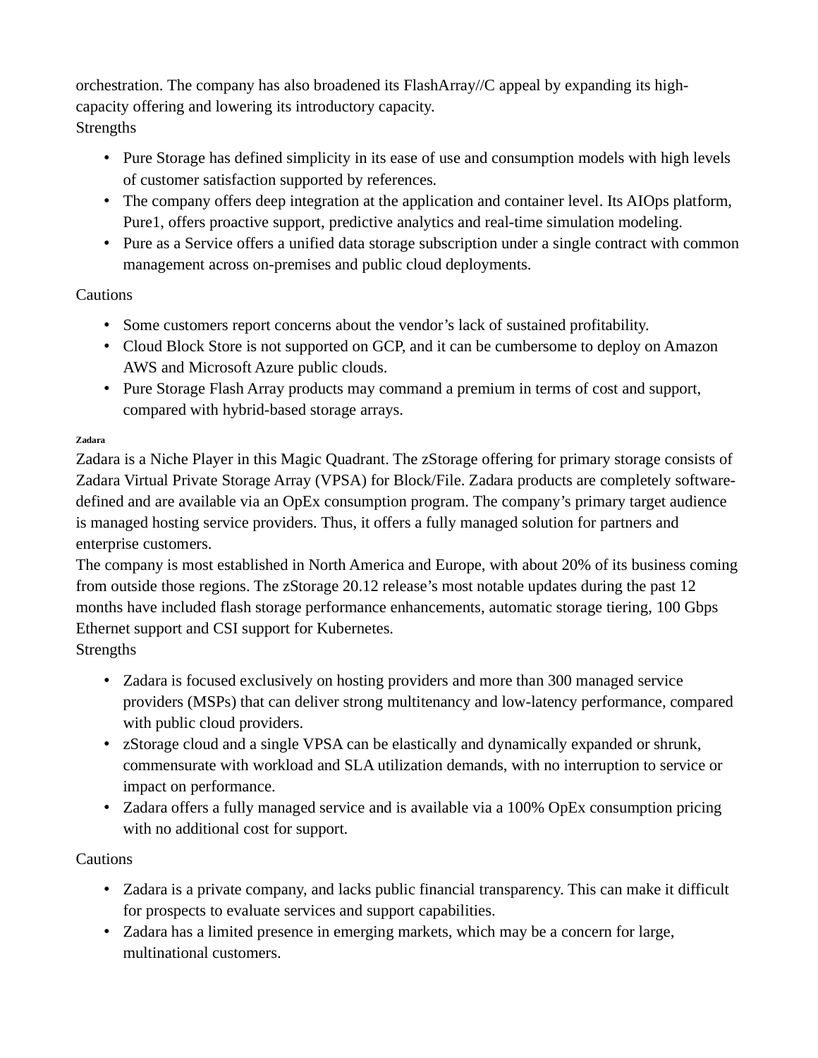orchestration. The company has also broadened its FlashArray//C appeal by expanding its high-capacity offering and lowering its introductory capacity.

Strengths

- Pure Storage has defined simplicity in its ease of use and consumption models with high levels of customer satisfaction supported by references.
- The company offers deep integration at the application and container level. Its AIOps platform, Pure1, offers proactive support, predictive analytics and real-time simulation modeling.
- Pure as a Service offers a unified data storage subscription under a single contract with common management across on-premises and public cloud deployments.

Cautions

- Some customers report concerns about the vendor's lack of sustained profitability.
- Cloud Block Store is not supported on GCP, and it can be cumbersome to deploy on Amazon AWS and Microsoft Azure public clouds.
- Pure Storage Flash Array products may command a premium in terms of cost and support, compared with hybrid-based storage arrays.

###### Zadara

Zadara is a Niche Player in this Magic Quadrant. The zStorage offering for primary storage consists of Zadara Virtual Private Storage Array (VPSA) for Block/File. Zadara products are completely software-defined and are available via an OpEx consumption program. The company's primary target audience is managed hosting service providers. Thus, it offers a fully managed solution for partners and enterprise customers.

The company is most established in North America and Europe, with about 20% of its business coming from outside those regions. The zStorage 20.12 release's most notable updates during the past 12 months have included flash storage performance enhancements, automatic storage tiering, 100 Gbps Ethernet support and CSI support for Kubernetes.

Strengths

- Zadara is focused exclusively on hosting providers and more than 300 managed service providers (MSPs) that can deliver strong multitenancy and low-latency performance, compared with public cloud providers.
- zStorage cloud and a single VPSA can be elastically and dynamically expanded or shrunk, commensurate with workload and SLA utilization demands, with no interruption to service or impact on performance.
- Zadara offers a fully managed service and is available via a 100% OpEx consumption pricing with no additional cost for support.

Cautions

- Zadara is a private company, and lacks public financial transparency. This can make it difficult for prospects to evaluate services and support capabilities.
- Zadara has a limited presence in emerging markets, which may be a concern for large, multinational customers.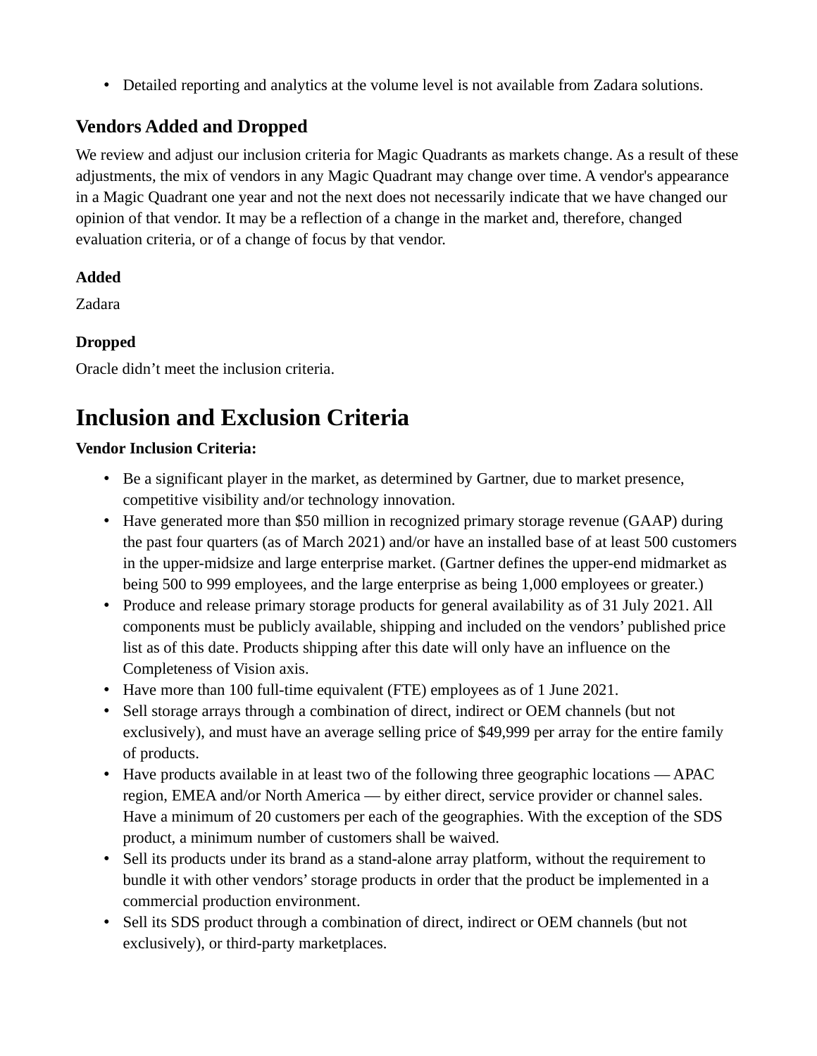- Detailed reporting and analytics at the volume level is not available from Zadara solutions.

### Vendors Added and Dropped

We review and adjust our inclusion criteria for Magic Quadrants as markets change. As a result of these adjustments, the mix of vendors in any Magic Quadrant may change over time. A vendor's appearance in a Magic Quadrant one year and not the next does not necessarily indicate that we have changed our opinion of that vendor. It may be a reflection of a change in the market and, therefore, changed evaluation criteria, or of a change of focus by that vendor.

#### Added

Zadara

#### Dropped

Oracle didn't meet the inclusion criteria.

## Inclusion and Exclusion Criteria

**Vendor Inclusion Criteria:**

- Be a significant player in the market, as determined by Gartner, due to market presence, competitive visibility and/or technology innovation.
- Have generated more than $50 million in recognized primary storage revenue (GAAP) during the past four quarters (as of March 2021) and/or have an installed base of at least 500 customers in the upper-midsize and large enterprise market. (Gartner defines the upper-end midmarket as being 500 to 999 employees, and the large enterprise as being 1,000 employees or greater.)
- Produce and release primary storage products for general availability as of 31 July 2021. All components must be publicly available, shipping and included on the vendors' published price list as of this date. Products shipping after this date will only have an influence on the Completeness of Vision axis.
- Have more than 100 full-time equivalent (FTE) employees as of 1 June 2021.
- Sell storage arrays through a combination of direct, indirect or OEM channels (but not exclusively), and must have an average selling price of $49,999 per array for the entire family of products.
- Have products available in at least two of the following three geographic locations — APAC region, EMEA and/or North America — by either direct, service provider or channel sales. Have a minimum of 20 customers per each of the geographies. With the exception of the SDS product, a minimum number of customers shall be waived.
- Sell its products under its brand as a stand-alone array platform, without the requirement to bundle it with other vendors' storage products in order that the product be implemented in a commercial production environment.
- Sell its SDS product through a combination of direct, indirect or OEM channels (but not exclusively), or third-party marketplaces.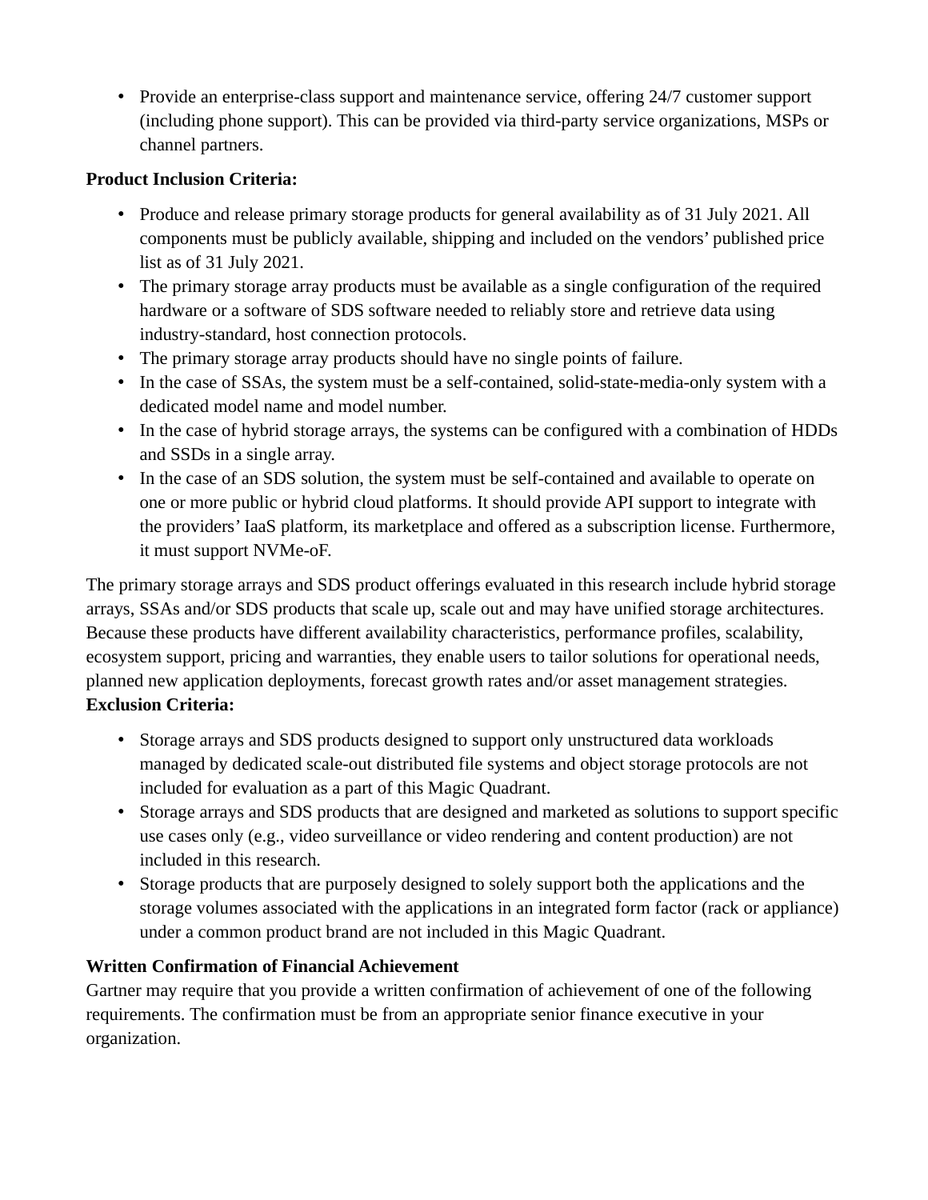- Provide an enterprise-class support and maintenance service, offering 24/7 customer support (including phone support). This can be provided via third-party service organizations, MSPs or channel partners.

**Product Inclusion Criteria:**

- Produce and release primary storage products for general availability as of 31 July 2021. All components must be publicly available, shipping and included on the vendors' published price list as of 31 July 2021.
- The primary storage array products must be available as a single configuration of the required hardware or a software of SDS software needed to reliably store and retrieve data using industry-standard, host connection protocols.
- The primary storage array products should have no single points of failure.
- In the case of SSAs, the system must be a self-contained, solid-state-media-only system with a dedicated model name and model number.
- In the case of hybrid storage arrays, the systems can be configured with a combination of HDDs and SSDs in a single array.
- In the case of an SDS solution, the system must be self-contained and available to operate on one or more public or hybrid cloud platforms. It should provide API support to integrate with the providers' IaaS platform, its marketplace and offered as a subscription license. Furthermore, it must support NVMe-oF.

The primary storage arrays and SDS product offerings evaluated in this research include hybrid storage arrays, SSAs and/or SDS products that scale up, scale out and may have unified storage architectures. Because these products have different availability characteristics, performance profiles, scalability, ecosystem support, pricing and warranties, they enable users to tailor solutions for operational needs, planned new application deployments, forecast growth rates and/or asset management strategies.

**Exclusion Criteria:**

- Storage arrays and SDS products designed to support only unstructured data workloads managed by dedicated scale-out distributed file systems and object storage protocols are not included for evaluation as a part of this Magic Quadrant.
- Storage arrays and SDS products that are designed and marketed as solutions to support specific use cases only (e.g., video surveillance or video rendering and content production) are not included in this research.
- Storage products that are purposely designed to solely support both the applications and the storage volumes associated with the applications in an integrated form factor (rack or appliance) under a common product brand are not included in this Magic Quadrant.

**Written Confirmation of Financial Achievement**

Gartner may require that you provide a written confirmation of achievement of one of the following requirements. The confirmation must be from an appropriate senior finance executive in your organization.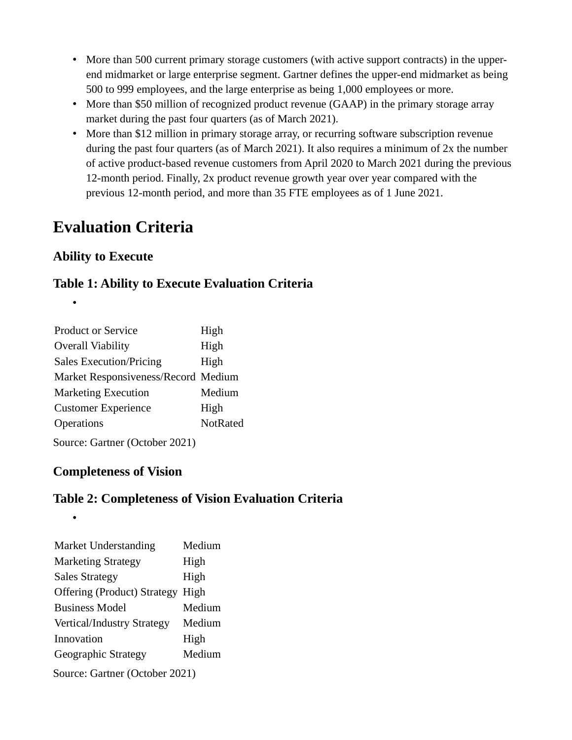- More than 500 current primary storage customers (with active support contracts) in the upper-end midmarket or large enterprise segment. Gartner defines the upper-end midmarket as being 500 to 999 employees, and the large enterprise as being 1,000 employees or more.
- More than $50 million of recognized product revenue (GAAP) in the primary storage array market during the past four quarters (as of March 2021).
- More than $12 million in primary storage array, or recurring software subscription revenue during the past four quarters (as of March 2021). It also requires a minimum of 2x the number of active product-based revenue customers from April 2020 to March 2021 during the previous 12-month period. Finally, 2x product revenue growth year over year compared with the previous 12-month period, and more than 35 FTE employees as of 1 June 2021.

## Evaluation Criteria

### Ability to Execute

### Table 1: Ability to Execute Evaluation Criteria

| | |
|---|---|
| Product or Service | High |
| Overall Viability | High |
| Sales Execution/Pricing | High |
| Market Responsiveness/Record | Medium |
| Marketing Execution | Medium |
| Customer Experience | High |
| Operations | NotRated |

Source: Gartner (October 2021)

### Completeness of Vision

### Table 2: Completeness of Vision Evaluation Criteria

| | |
|---|---|
| Market Understanding | Medium |
| Marketing Strategy | High |
| Sales Strategy | High |
| Offering (Product) Strategy | High |
| Business Model | Medium |
| Vertical/Industry Strategy | Medium |
| Innovation | High |
| Geographic Strategy | Medium |

Source: Gartner (October 2021)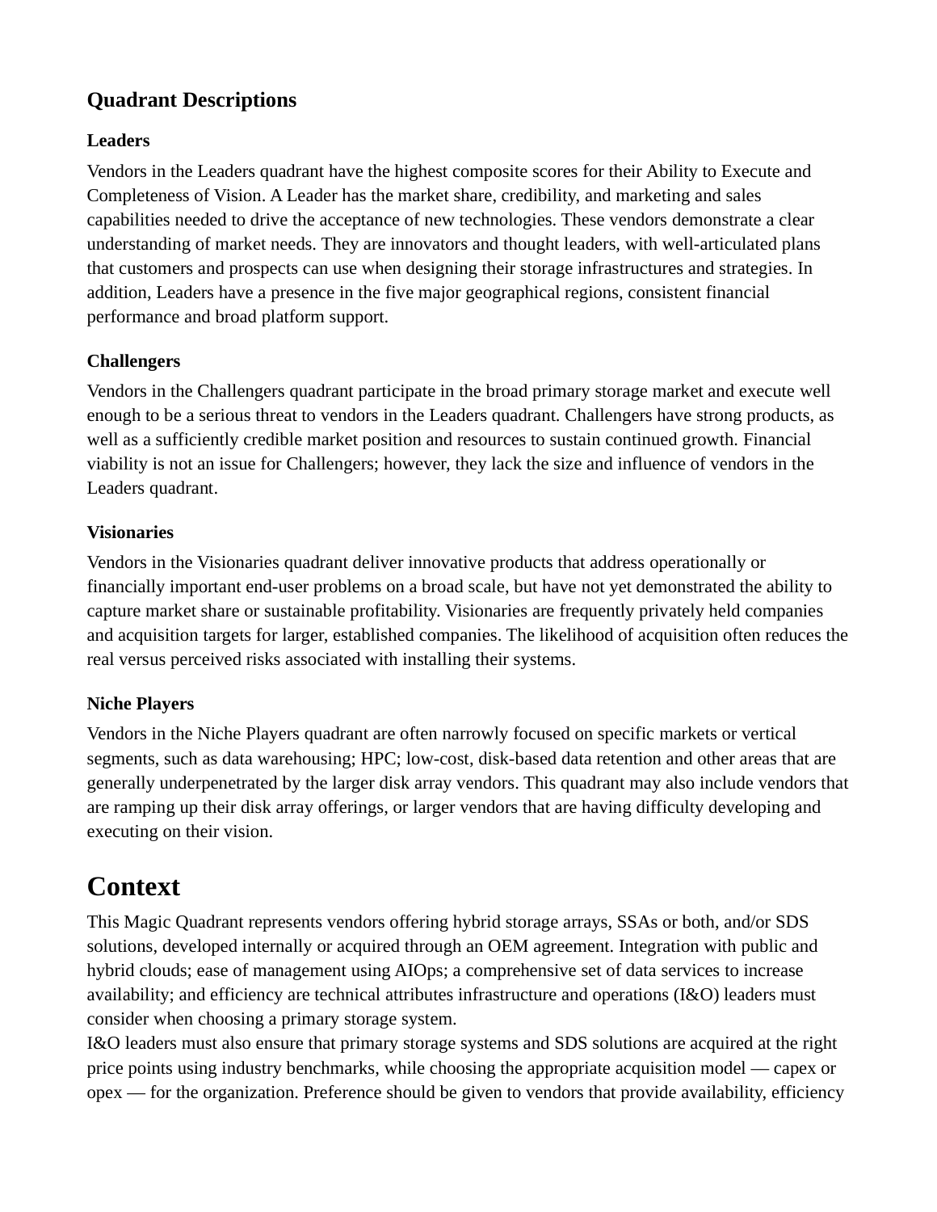### Quadrant Descriptions

#### Leaders

Vendors in the Leaders quadrant have the highest composite scores for their Ability to Execute and Completeness of Vision. A Leader has the market share, credibility, and marketing and sales capabilities needed to drive the acceptance of new technologies. These vendors demonstrate a clear understanding of market needs. They are innovators and thought leaders, with well-articulated plans that customers and prospects can use when designing their storage infrastructures and strategies. In addition, Leaders have a presence in the five major geographical regions, consistent financial performance and broad platform support.

#### Challengers

Vendors in the Challengers quadrant participate in the broad primary storage market and execute well enough to be a serious threat to vendors in the Leaders quadrant. Challengers have strong products, as well as a sufficiently credible market position and resources to sustain continued growth. Financial viability is not an issue for Challengers; however, they lack the size and influence of vendors in the Leaders quadrant.

#### Visionaries

Vendors in the Visionaries quadrant deliver innovative products that address operationally or financially important end-user problems on a broad scale, but have not yet demonstrated the ability to capture market share or sustainable profitability. Visionaries are frequently privately held companies and acquisition targets for larger, established companies. The likelihood of acquisition often reduces the real versus perceived risks associated with installing their systems.

#### Niche Players

Vendors in the Niche Players quadrant are often narrowly focused on specific markets or vertical segments, such as data warehousing; HPC; low-cost, disk-based data retention and other areas that are generally underpenetrated by the larger disk array vendors. This quadrant may also include vendors that are ramping up their disk array offerings, or larger vendors that are having difficulty developing and executing on their vision.

## Context

This Magic Quadrant represents vendors offering hybrid storage arrays, SSAs or both, and/or SDS solutions, developed internally or acquired through an OEM agreement. Integration with public and hybrid clouds; ease of management using AIOps; a comprehensive set of data services to increase availability; and efficiency are technical attributes infrastructure and operations (I&O) leaders must consider when choosing a primary storage system.

I&O leaders must also ensure that primary storage systems and SDS solutions are acquired at the right price points using industry benchmarks, while choosing the appropriate acquisition model — capex or opex — for the organization. Preference should be given to vendors that provide availability, efficiency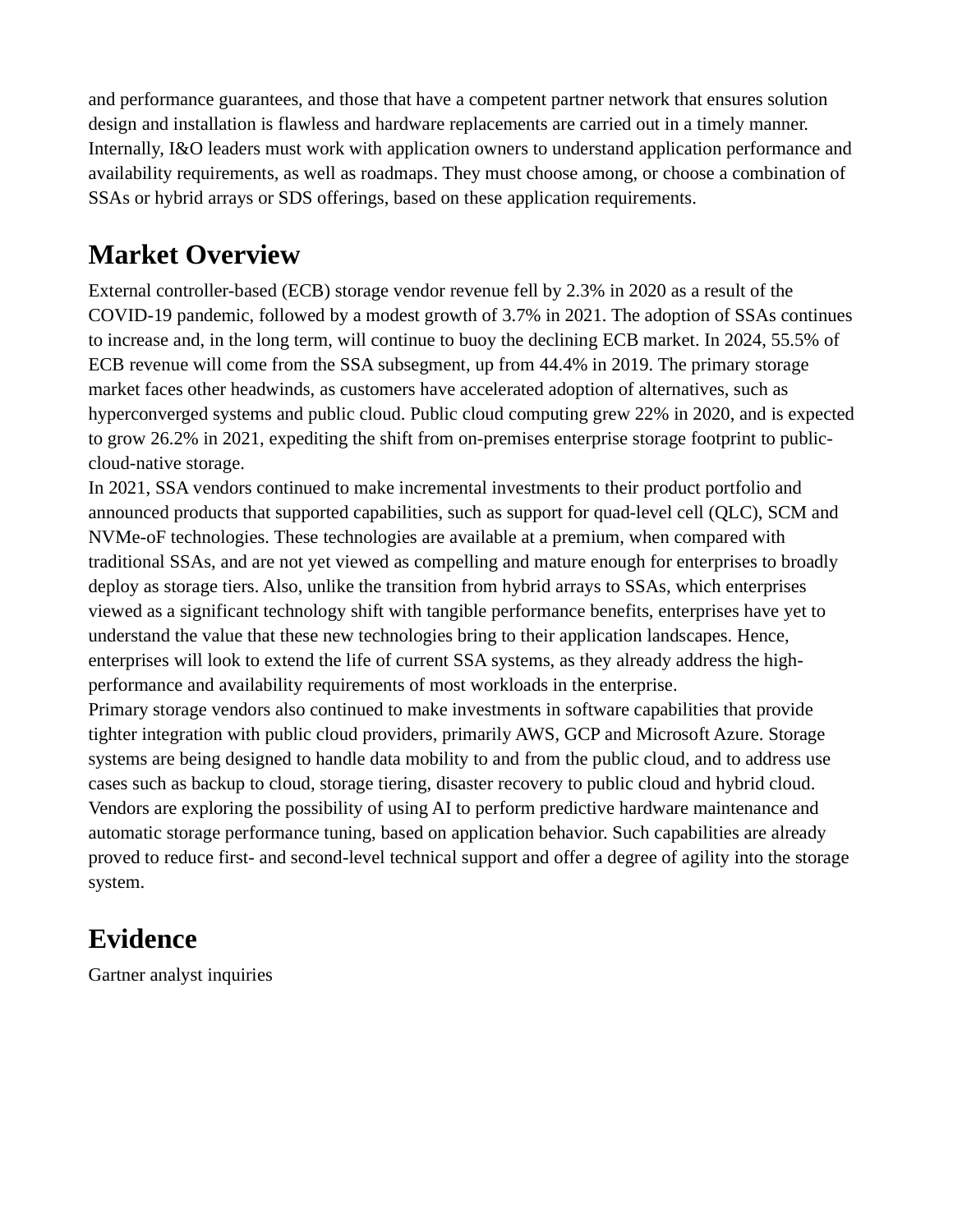and performance guarantees, and those that have a competent partner network that ensures solution design and installation is flawless and hardware replacements are carried out in a timely manner. Internally, I&O leaders must work with application owners to understand application performance and availability requirements, as well as roadmaps. They must choose among, or choose a combination of SSAs or hybrid arrays or SDS offerings, based on these application requirements.

## Market Overview

External controller-based (ECB) storage vendor revenue fell by 2.3% in 2020 as a result of the COVID-19 pandemic, followed by a modest growth of 3.7% in 2021. The adoption of SSAs continues to increase and, in the long term, will continue to buoy the declining ECB market. In 2024, 55.5% of ECB revenue will come from the SSA subsegment, up from 44.4% in 2019. The primary storage market faces other headwinds, as customers have accelerated adoption of alternatives, such as hyperconverged systems and public cloud. Public cloud computing grew 22% in 2020, and is expected to grow 26.2% in 2021, expediting the shift from on-premises enterprise storage footprint to public-cloud-native storage.

In 2021, SSA vendors continued to make incremental investments to their product portfolio and announced products that supported capabilities, such as support for quad-level cell (QLC), SCM and NVMe-oF technologies. These technologies are available at a premium, when compared with traditional SSAs, and are not yet viewed as compelling and mature enough for enterprises to broadly deploy as storage tiers. Also, unlike the transition from hybrid arrays to SSAs, which enterprises viewed as a significant technology shift with tangible performance benefits, enterprises have yet to understand the value that these new technologies bring to their application landscapes. Hence, enterprises will look to extend the life of current SSA systems, as they already address the high-performance and availability requirements of most workloads in the enterprise.

Primary storage vendors also continued to make investments in software capabilities that provide tighter integration with public cloud providers, primarily AWS, GCP and Microsoft Azure. Storage systems are being designed to handle data mobility to and from the public cloud, and to address use cases such as backup to cloud, storage tiering, disaster recovery to public cloud and hybrid cloud. Vendors are exploring the possibility of using AI to perform predictive hardware maintenance and automatic storage performance tuning, based on application behavior. Such capabilities are already proved to reduce first- and second-level technical support and offer a degree of agility into the storage system.

## Evidence

Gartner analyst inquiries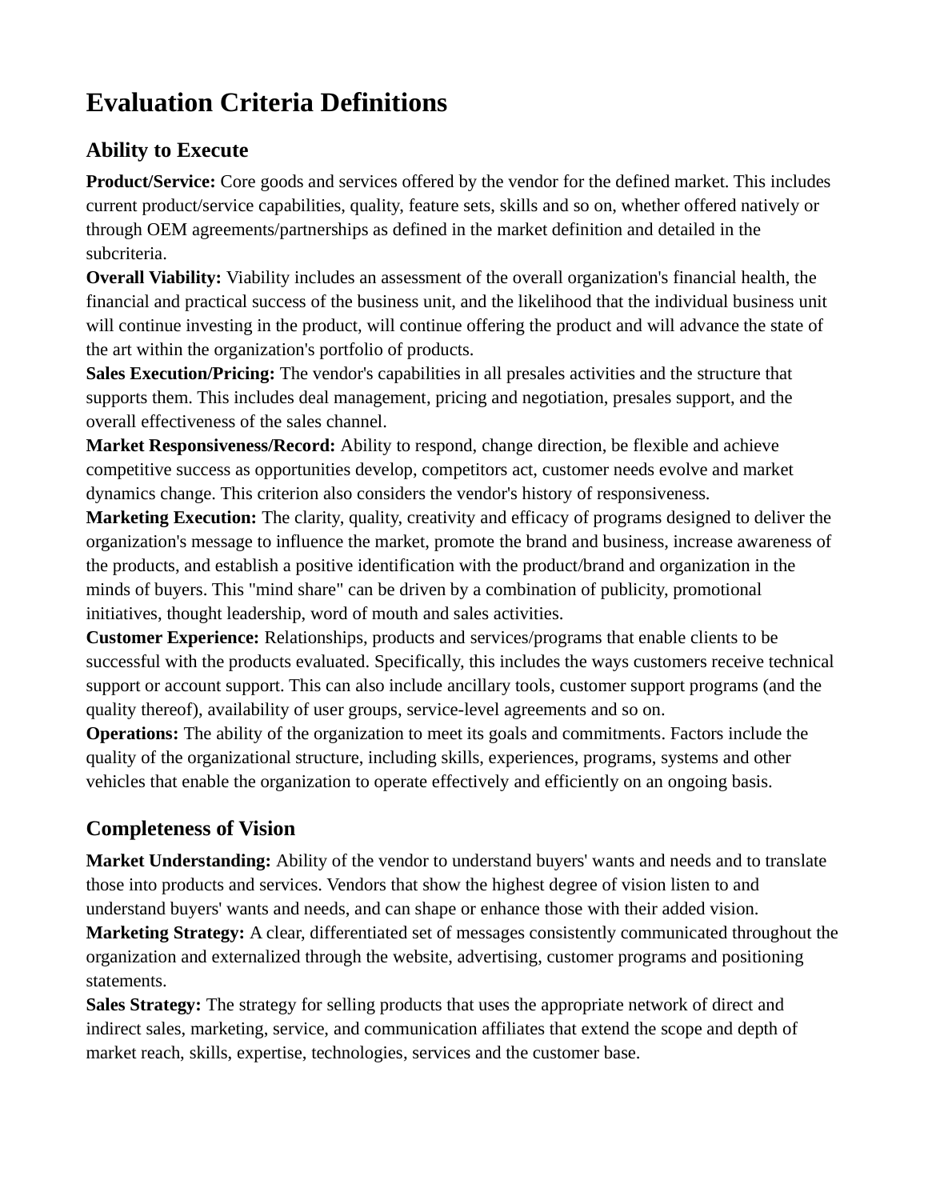# Evaluation Criteria Definitions

## Ability to Execute

**Product/Service:** Core goods and services offered by the vendor for the defined market. This includes current product/service capabilities, quality, feature sets, skills and so on, whether offered natively or through OEM agreements/partnerships as defined in the market definition and detailed in the subcriteria.

**Overall Viability:** Viability includes an assessment of the overall organization's financial health, the financial and practical success of the business unit, and the likelihood that the individual business unit will continue investing in the product, will continue offering the product and will advance the state of the art within the organization's portfolio of products.

**Sales Execution/Pricing:** The vendor's capabilities in all presales activities and the structure that supports them. This includes deal management, pricing and negotiation, presales support, and the overall effectiveness of the sales channel.

**Market Responsiveness/Record:** Ability to respond, change direction, be flexible and achieve competitive success as opportunities develop, competitors act, customer needs evolve and market dynamics change. This criterion also considers the vendor's history of responsiveness.

**Marketing Execution:** The clarity, quality, creativity and efficacy of programs designed to deliver the organization's message to influence the market, promote the brand and business, increase awareness of the products, and establish a positive identification with the product/brand and organization in the minds of buyers. This "mind share" can be driven by a combination of publicity, promotional initiatives, thought leadership, word of mouth and sales activities.

**Customer Experience:** Relationships, products and services/programs that enable clients to be successful with the products evaluated. Specifically, this includes the ways customers receive technical support or account support. This can also include ancillary tools, customer support programs (and the quality thereof), availability of user groups, service-level agreements and so on.

**Operations:** The ability of the organization to meet its goals and commitments. Factors include the quality of the organizational structure, including skills, experiences, programs, systems and other vehicles that enable the organization to operate effectively and efficiently on an ongoing basis.

## Completeness of Vision

**Market Understanding:** Ability of the vendor to understand buyers' wants and needs and to translate those into products and services. Vendors that show the highest degree of vision listen to and understand buyers' wants and needs, and can shape or enhance those with their added vision.

**Marketing Strategy:** A clear, differentiated set of messages consistently communicated throughout the organization and externalized through the website, advertising, customer programs and positioning statements.

**Sales Strategy:** The strategy for selling products that uses the appropriate network of direct and indirect sales, marketing, service, and communication affiliates that extend the scope and depth of market reach, skills, expertise, technologies, services and the customer base.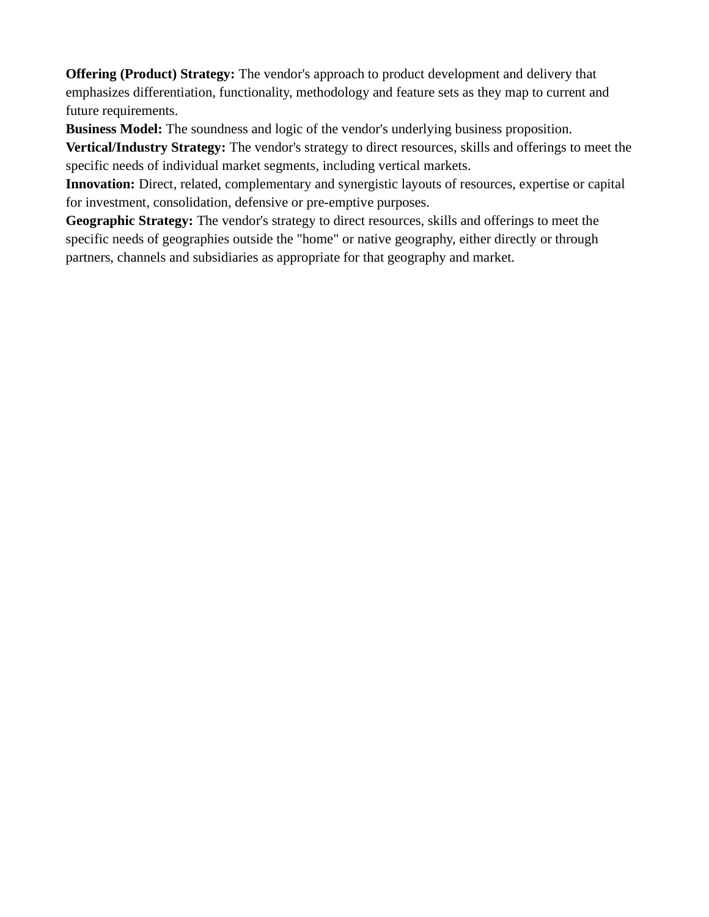**Offering (Product) Strategy:** The vendor's approach to product development and delivery that emphasizes differentiation, functionality, methodology and feature sets as they map to current and future requirements.

**Business Model:** The soundness and logic of the vendor's underlying business proposition.

**Vertical/Industry Strategy:** The vendor's strategy to direct resources, skills and offerings to meet the specific needs of individual market segments, including vertical markets.

**Innovation:** Direct, related, complementary and synergistic layouts of resources, expertise or capital for investment, consolidation, defensive or pre-emptive purposes.

**Geographic Strategy:** The vendor's strategy to direct resources, skills and offerings to meet the specific needs of geographies outside the "home" or native geography, either directly or through partners, channels and subsidiaries as appropriate for that geography and market.